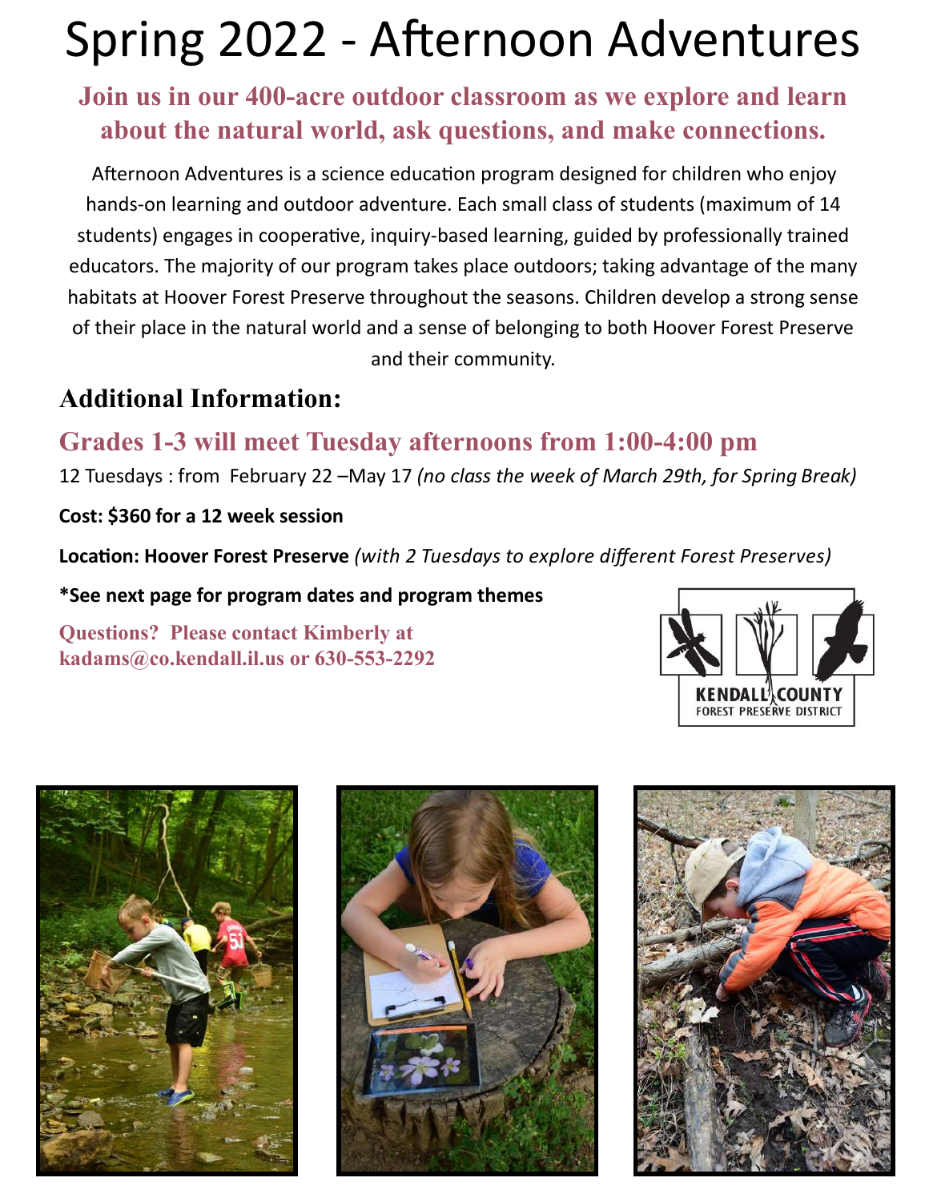# Spring 2022 - Afternoon Adventures

## Join us in our 400-acre outdoor classroom as we explore and learn about the natural world, ask questions, and make connections.

Afternoon Adventures is a science education program designed for children who enjoy hands-on learning and outdoor adventure. Each small class of students (maximum of 14 students) engages in cooperative, inquiry-based learning, guided by professionally trained educators. The majority of our program takes place outdoors; taking advantage of the many habitats at Hoover Forest Preserve throughout the seasons. Children develop a strong sense of their place in the natural world and a sense of belonging to both Hoover Forest Preserve and their community.

## Additional Information:

### Grades 1-3 will meet Tuesday afternoons from 1:00-4:00 pm

12 Tuesdays : from February 22 –May 17 *(no class the week of March 29th, for Spring Break)*

**Cost: $360 for a 12 week session**

**Location: Hoover Forest Preserve** *(with 2 Tuesdays to explore different Forest Preserves)*

**\*See next page for program dates and program themes**

**Questions? Please contact Kimberly at kadams@co.kendall.il.us or 630-553-2292**

KENDALL COUNTY
FOREST PRESERVE DISTRICT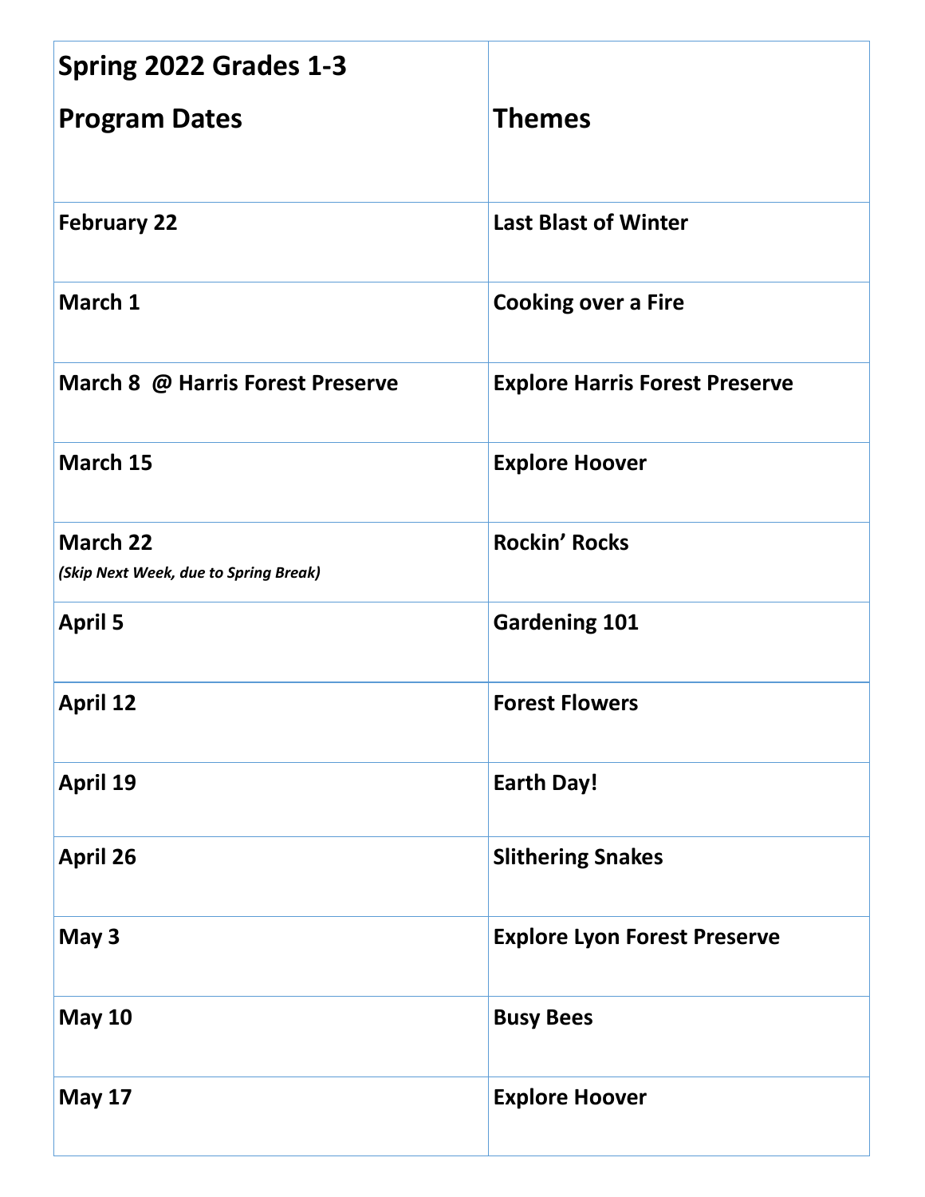| **Spring 2022 Grades 1-3**<br>**Program Dates** | **Themes** |
| --- | --- |
| **February 22** | **Last Blast of Winter** |
| **March 1** | **Cooking over a Fire** |
| **March 8 @ Harris Forest Preserve** | **Explore Harris Forest Preserve** |
| **March 15** | **Explore Hoover** |
| **March 22**<br>***(Skip Next Week, due to Spring Break)*** | **Rockin' Rocks** |
| **April 5** | **Gardening 101** |
| **April 12** | **Forest Flowers** |
| **April 19** | **Earth Day!** |
| **April 26** | **Slithering Snakes** |
| **May 3** | **Explore Lyon Forest Preserve** |
| **May 10** | **Busy Bees** |
| **May 17** | **Explore Hoover** |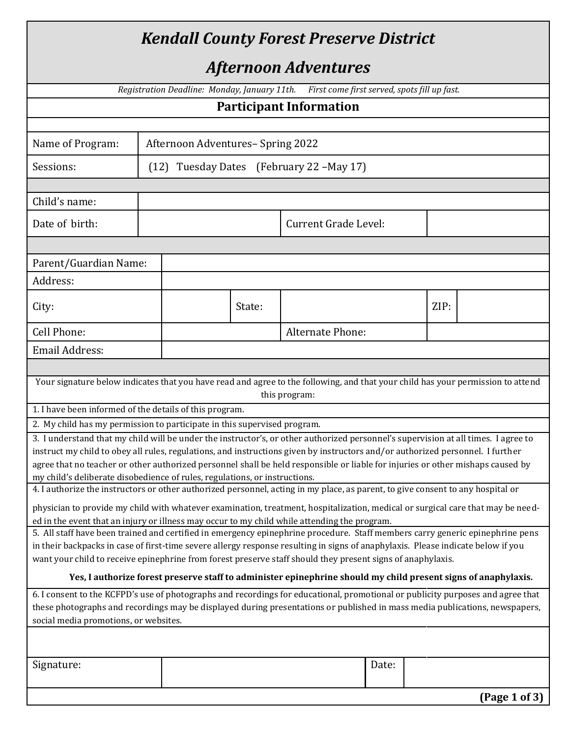# *Kendall County Forest Preserve District*

# *Afternoon Adventures*

*Registration Deadline: Monday, January 11th. First come first served, spots fill up fast.*

## Participant Information

| | |
|---|---|
| Name of Program: | Afternoon Adventures– Spring 2022 |
| Sessions: | (12) Tuesday Dates (February 22 –May 17) |

| | | | |
|---|---|---|---|
| Child's name: | | | |
| Date of birth: | | Current Grade Level: | |

| | | | | | |
|---|---|---|---|---|---|
| Parent/Guardian Name: | | | | | |
| Address: | | | | | |
| City: | | State: | | ZIP: | |
| Cell Phone: | | Alternate Phone: | | | |
| Email Address: | | | | | |

Your signature below indicates that you have read and agree to the following, and that your child has your permission to attend this program:

1. I have been informed of the details of this program.
2. My child has my permission to participate in this supervised program.
3. I understand that my child will be under the instructor's, or other authorized personnel's supervision at all times. I agree to instruct my child to obey all rules, regulations, and instructions given by instructors and/or authorized personnel. I further agree that no teacher or other authorized personnel shall be held responsible or liable for injuries or other mishaps caused by my child's deliberate disobedience of rules, regulations, or instructions.
4. I authorize the instructors or other authorized personnel, acting in my place, as parent, to give consent to any hospital or physician to provide my child with whatever examination, treatment, hospitalization, medical or surgical care that may be needed in the event that an injury or illness may occur to my child while attending the program.
5. All staff have been trained and certified in emergency epinephrine procedure. Staff members carry generic epinephrine pens in their backpacks in case of first-time severe allergy response resulting in signs of anaphylaxis. Please indicate below if you want your child to receive epinephrine from forest preserve staff should they present signs of anaphylaxis.

   **Yes, I authorize forest preserve staff to administer epinephrine should my child present signs of anaphylaxis.**

6. I consent to the KCFPD's use of photographs and recordings for educational, promotional or publicity purposes and agree that these photographs and recordings may be displayed during presentations or published in mass media publications, newspapers, social media promotions, or websites.

| | | | |
|---|---|---|---|
| Signature: | | Date: | |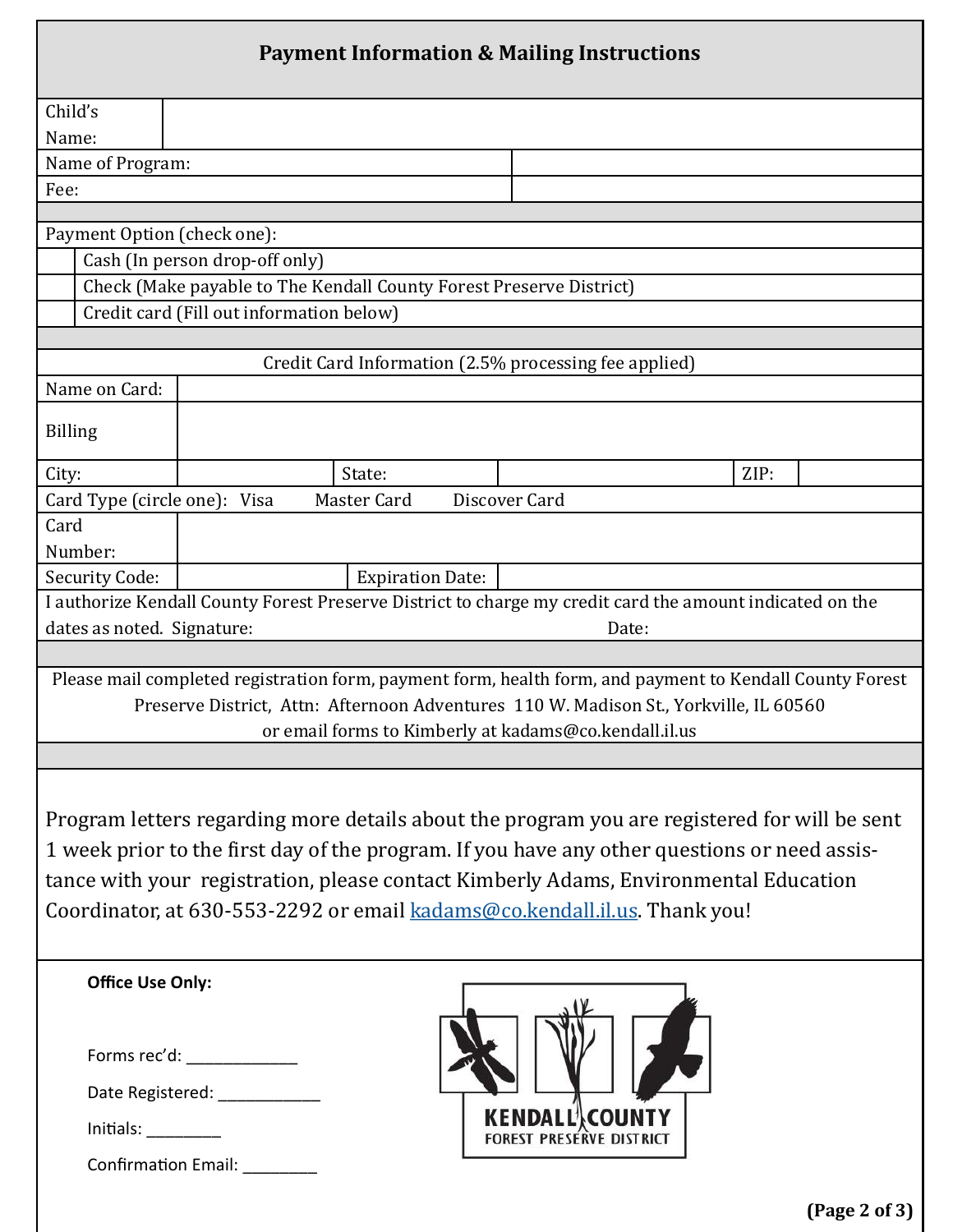## Payment Information & Mailing Instructions

| Child's Name: | |
|---|---|
| Name of Program: | |
| Fee: | |

Payment Option (check one):

| | |
|---|---|
| | Cash (In person drop-off only) |
| | Check (Make payable to The Kendall County Forest Preserve District) |
| | Credit card (Fill out information below) |

Credit Card Information (2.5% processing fee applied)

| | | | | | |
|---|---|---|---|---|---|
| Name on Card: | | | | | |
| Billing | | | | | |
| City: | | State: | | ZIP: | |
| Card Type (circle one): Visa Master Card Discover Card | | | | | |
| Card Number: | | | | | |
| Security Code: | | Expiration Date: | | | |

I authorize Kendall County Forest Preserve District to charge my credit card the amount indicated on the dates as noted. Signature: Date:

Please mail completed registration form, payment form, health form, and payment to Kendall County Forest Preserve District, Attn: Afternoon Adventures 110 W. Madison St., Yorkville, IL 60560
or email forms to Kimberly at kadams@co.kendall.il.us

Program letters regarding more details about the program you are registered for will be sent 1 week prior to the first day of the program. If you have any other questions or need assistance with your registration, please contact Kimberly Adams, Environmental Education Coordinator, at 630-553-2292 or email kadams@co.kendall.il.us. Thank you!

**Office Use Only:**

Forms rec'd: ____________

Date Registered: ___________

Initials: ________

Confirmation Email: ________

KENDALL COUNTY
FOREST PRESERVE DISTRICT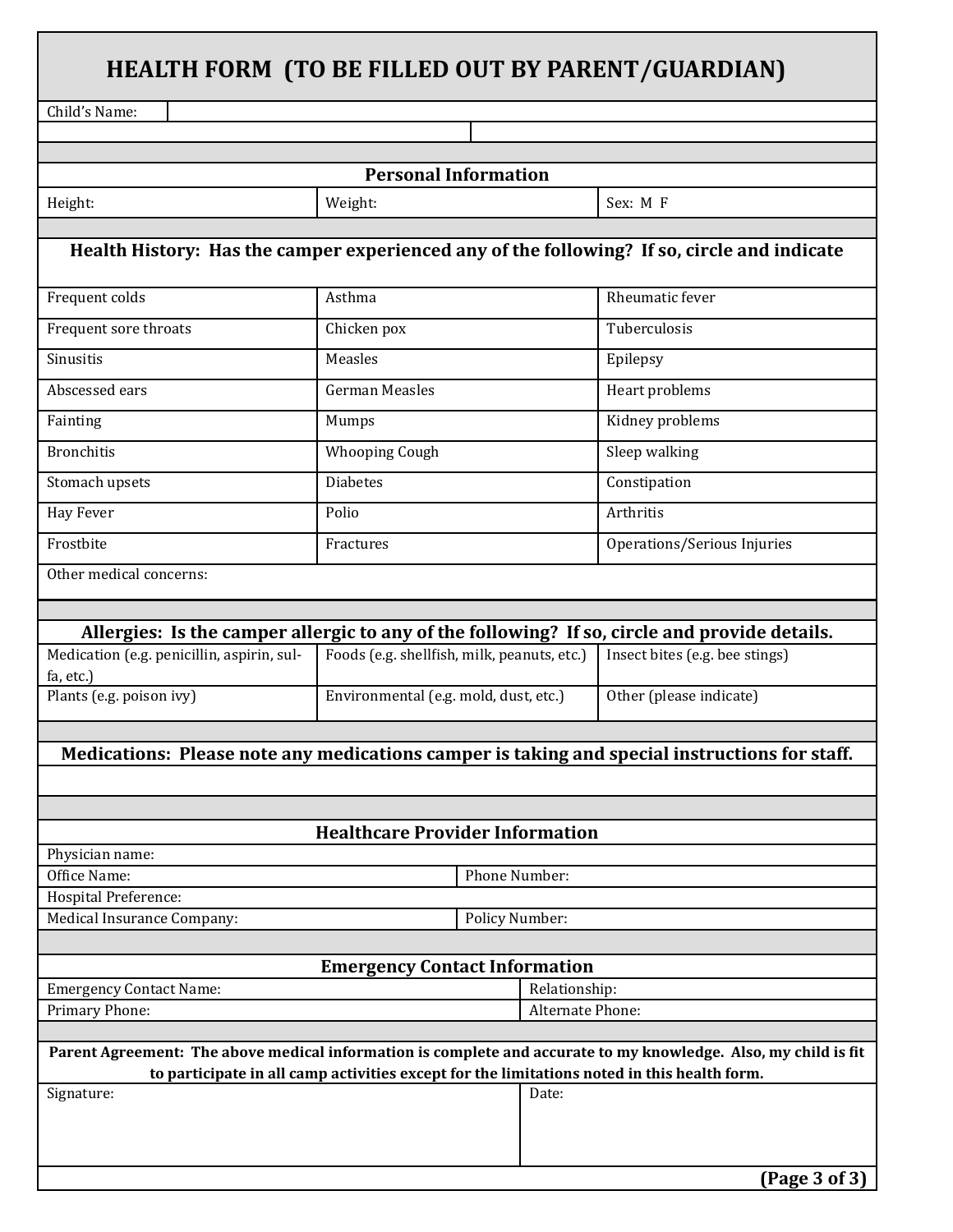# HEALTH FORM (TO BE FILLED OUT BY PARENT/GUARDIAN)

| | |
|---|---|
| Child's Name: | |

## Personal Information

| | | |
|---|---|---|
| Height: | Weight: | Sex: M F |

## Health History: Has the camper experienced any of the following? If so, circle and indicate

| | | |
|---|---|---|
| Frequent colds | Asthma | Rheumatic fever |
| Frequent sore throats | Chicken pox | Tuberculosis |
| Sinusitis | Measles | Epilepsy |
| Abscessed ears | German Measles | Heart problems |
| Fainting | Mumps | Kidney problems |
| Bronchitis | Whooping Cough | Sleep walking |
| Stomach upsets | Diabetes | Constipation |
| Hay Fever | Polio | Arthritis |
| Frostbite | Fractures | Operations/Serious Injuries |

Other medical concerns:

## Allergies: Is the camper allergic to any of the following? If so, circle and provide details.

| | | |
|---|---|---|
| Medication (e.g. penicillin, aspirin, sulfa, etc.) | Foods (e.g. shellfish, milk, peanuts, etc.) | Insect bites (e.g. bee stings) |
| Plants (e.g. poison ivy) | Environmental (e.g. mold, dust, etc.) | Other (please indicate) |

## Medications: Please note any medications camper is taking and special instructions for staff.

## Healthcare Provider Information

| | |
|---|---|
| Physician name: | |
| Office Name: | Phone Number: |
| Hospital Preference: | |
| Medical Insurance Company: | Policy Number: |

## Emergency Contact Information

| | |
|---|---|
| Emergency Contact Name: | Relationship: |
| Primary Phone: | Alternate Phone: |

**Parent Agreement: The above medical information is complete and accurate to my knowledge. Also, my child is fit to participate in all camp activities except for the limitations noted in this health form.**

| | |
|---|---|
| Signature: | Date: |